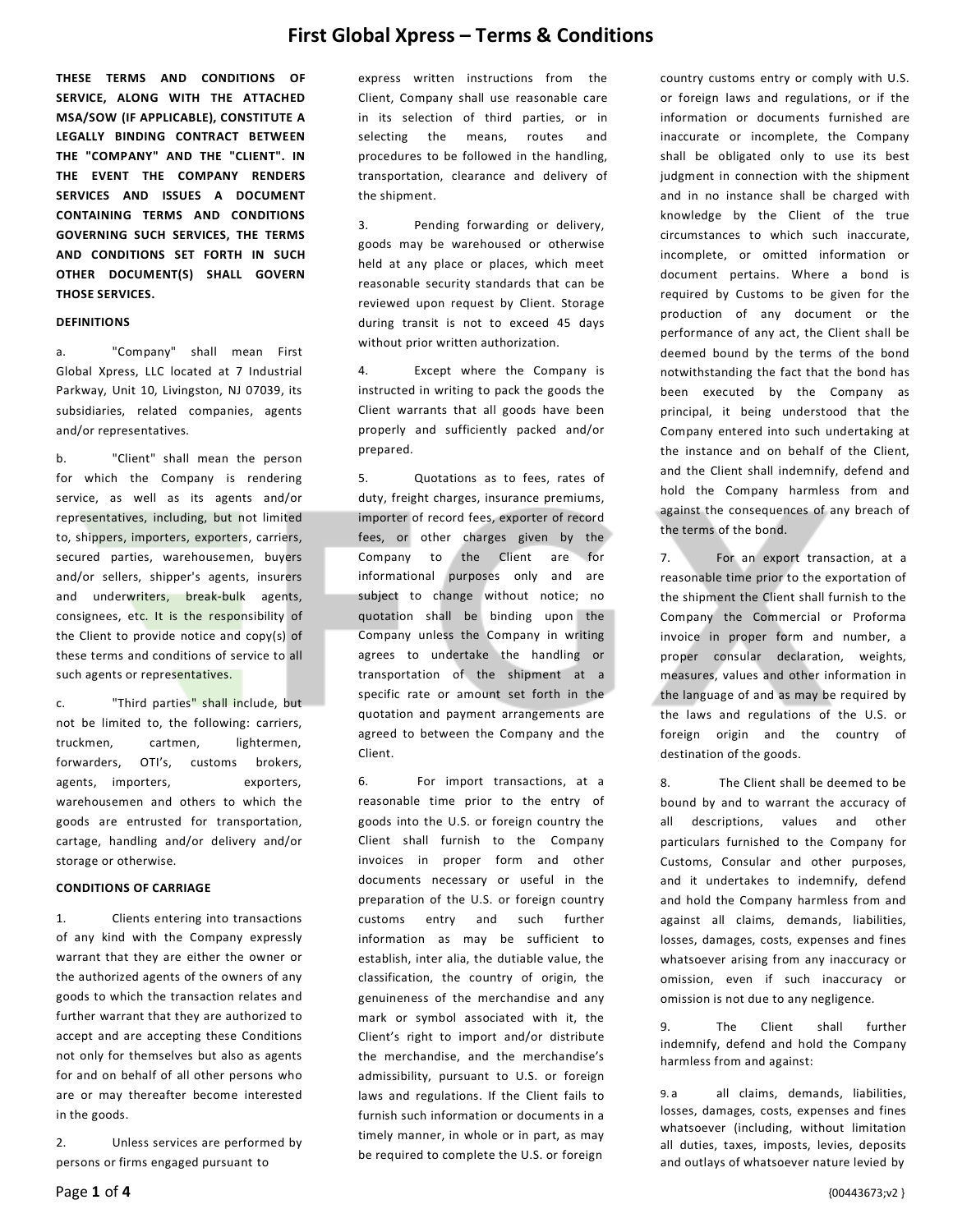# First Global Xpress – Terms & Conditions

**THESE TERMS AND CONDITIONS OF SERVICE, ALONG WITH THE ATTACHED MSA/SOW (IF APPLICABLE), CONSTITUTE A LEGALLY BINDING CONTRACT BETWEEN THE "COMPANY" AND THE "CLIENT". IN THE EVENT THE COMPANY RENDERS SERVICES AND ISSUES A DOCUMENT CONTAINING TERMS AND CONDITIONS GOVERNING SUCH SERVICES, THE TERMS AND CONDITIONS SET FORTH IN SUCH OTHER DOCUMENT(S) SHALL GOVERN THOSE SERVICES.**

**DEFINITIONS**

a. "Company" shall mean First Global Xpress, LLC located at 7 Industrial Parkway, Unit 10, Livingston, NJ 07039, its subsidiaries, related companies, agents and/or representatives.

b. "Client" shall mean the person for which the Company is rendering service, as well as its agents and/or representatives, including, but not limited to, shippers, importers, exporters, carriers, secured parties, warehousemen, buyers and/or sellers, shipper's agents, insurers and underwriters, break-bulk agents, consignees, etc. It is the responsibility of the Client to provide notice and copy(s) of these terms and conditions of service to all such agents or representatives.

c. "Third parties" shall include, but not be limited to, the following: carriers, truckmen, cartmen, lightermen, forwarders, OTI's, customs brokers, agents, importers, exporters, warehousemen and others to which the goods are entrusted for transportation, cartage, handling and/or delivery and/or storage or otherwise.

**CONDITIONS OF CARRIAGE**

1. Clients entering into transactions of any kind with the Company expressly warrant that they are either the owner or the authorized agents of the owners of any goods to which the transaction relates and further warrant that they are authorized to accept and are accepting these Conditions not only for themselves but also as agents for and on behalf of all other persons who are or may thereafter become interested in the goods.

2. Unless services are performed by persons or firms engaged pursuant to express written instructions from the Client, Company shall use reasonable care in its selection of third parties, or in selecting the means, routes and procedures to be followed in the handling, transportation, clearance and delivery of the shipment.

3. Pending forwarding or delivery, goods may be warehoused or otherwise held at any place or places, which meet reasonable security standards that can be reviewed upon request by Client. Storage during transit is not to exceed 45 days without prior written authorization.

4. Except where the Company is instructed in writing to pack the goods the Client warrants that all goods have been properly and sufficiently packed and/or prepared.

5. Quotations as to fees, rates of duty, freight charges, insurance premiums, importer of record fees, exporter of record fees, or other charges given by the Company to the Client are for informational purposes only and are subject to change without notice; no quotation shall be binding upon the Company unless the Company in writing agrees to undertake the handling or transportation of the shipment at a specific rate or amount set forth in the quotation and payment arrangements are agreed to between the Company and the Client.

6. For import transactions, at a reasonable time prior to the entry of goods into the U.S. or foreign country the Client shall furnish to the Company invoices in proper form and other documents necessary or useful in the preparation of the U.S. or foreign country customs entry and such further information as may be sufficient to establish, inter alia, the dutiable value, the classification, the country of origin, the genuineness of the merchandise and any mark or symbol associated with it, the Client's right to import and/or distribute the merchandise, and the merchandise's admissibility, pursuant to U.S. or foreign laws and regulations. If the Client fails to furnish such information or documents in a timely manner, in whole or in part, as may be required to complete the U.S. or foreign country customs entry or comply with U.S. or foreign laws and regulations, or if the information or documents furnished are inaccurate or incomplete, the Company shall be obligated only to use its best judgment in connection with the shipment and in no instance shall be charged with knowledge by the Client of the true circumstances to which such inaccurate, incomplete, or omitted information or document pertains. Where a bond is required by Customs to be given for the production of any document or the performance of any act, the Client shall be deemed bound by the terms of the bond notwithstanding the fact that the bond has been executed by the Company as principal, it being understood that the Company entered into such undertaking at the instance and on behalf of the Client, and the Client shall indemnify, defend and hold the Company harmless from and against the consequences of any breach of the terms of the bond.

7. For an export transaction, at a reasonable time prior to the exportation of the shipment the Client shall furnish to the Company the Commercial or Proforma invoice in proper form and number, a proper consular declaration, weights, measures, values and other information in the language of and as may be required by the laws and regulations of the U.S. or foreign origin and the country of destination of the goods.

8. The Client shall be deemed to be bound by and to warrant the accuracy of all descriptions, values and other particulars furnished to the Company for Customs, Consular and other purposes, and it undertakes to indemnify, defend and hold the Company harmless from and against all claims, demands, liabilities, losses, damages, costs, expenses and fines whatsoever arising from any inaccuracy or omission, even if such inaccuracy or omission is not due to any negligence.

9. The Client shall further indemnify, defend and hold the Company harmless from and against:

9.a all claims, demands, liabilities, losses, damages, costs, expenses and fines whatsoever (including, without limitation all duties, taxes, imposts, levies, deposits and outlays of whatsoever nature levied by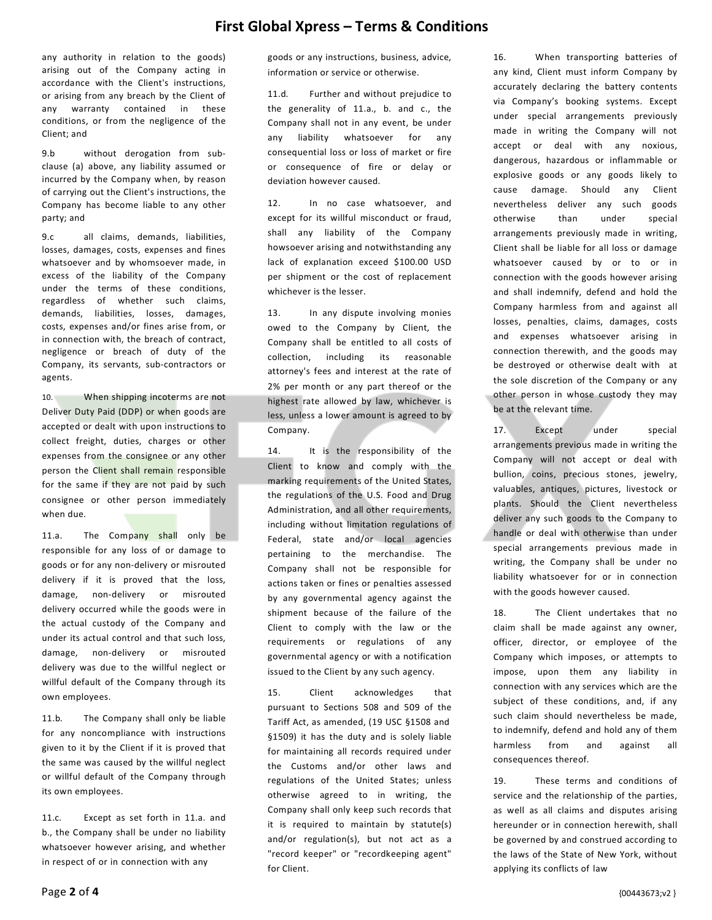any authority in relation to the goods) arising out of the Company acting in accordance with the Client's instructions, or arising from any breach by the Client of any warranty contained in these conditions, or from the negligence of the Client; and

9.b without derogation from sub-clause (a) above, any liability assumed or incurred by the Company when, by reason of carrying out the Client's instructions, the Company has become liable to any other party; and

9.c all claims, demands, liabilities, losses, damages, costs, expenses and fines whatsoever and by whomsoever made, in excess of the liability of the Company under the terms of these conditions, regardless of whether such claims, demands, liabilities, losses, damages, costs, expenses and/or fines arise from, or in connection with, the breach of contract, negligence or breach of duty of the Company, its servants, sub-contractors or agents.

10. When shipping incoterms are not Deliver Duty Paid (DDP) or when goods are accepted or dealt with upon instructions to collect freight, duties, charges or other expenses from the consignee or any other person the Client shall remain responsible for the same if they are not paid by such consignee or other person immediately when due.

11.a. The Company shall only be responsible for any loss of or damage to goods or for any non-delivery or misrouted delivery if it is proved that the loss, damage, non-delivery or misrouted delivery occurred while the goods were in the actual custody of the Company and under its actual control and that such loss, damage, non-delivery or misrouted delivery was due to the willful neglect or willful default of the Company through its own employees.

11.b. The Company shall only be liable for any noncompliance with instructions given to it by the Client if it is proved that the same was caused by the willful neglect or willful default of the Company through its own employees.

11.c. Except as set forth in 11.a. and b., the Company shall be under no liability whatsoever however arising, and whether in respect of or in connection with any goods or any instructions, business, advice, information or service or otherwise.

11.d. Further and without prejudice to the generality of 11.a., b. and c., the Company shall not in any event, be under any liability whatsoever for any consequential loss or loss of market or fire or consequence of fire or delay or deviation however caused.

12. In no case whatsoever, and except for its willful misconduct or fraud, shall any liability of the Company howsoever arising and notwithstanding any lack of explanation exceed $100.00 USD per shipment or the cost of replacement whichever is the lesser.

13. In any dispute involving monies owed to the Company by Client, the Company shall be entitled to all costs of collection, including its reasonable attorney's fees and interest at the rate of 2% per month or any part thereof or the highest rate allowed by law, whichever is less, unless a lower amount is agreed to by Company.

14. It is the responsibility of the Client to know and comply with the marking requirements of the United States, the regulations of the U.S. Food and Drug Administration, and all other requirements, including without limitation regulations of Federal, state and/or local agencies pertaining to the merchandise. The Company shall not be responsible for actions taken or fines or penalties assessed by any governmental agency against the shipment because of the failure of the Client to comply with the law or the requirements or regulations of any governmental agency or with a notification issued to the Client by any such agency.

15. Client acknowledges that pursuant to Sections 508 and 509 of the Tariff Act, as amended, (19 USC §1508 and §1509) it has the duty and is solely liable for maintaining all records required under the Customs and/or other laws and regulations of the United States; unless otherwise agreed to in writing, the Company shall only keep such records that it is required to maintain by statute(s) and/or regulation(s), but not act as a "record keeper" or "recordkeeping agent" for Client.

16. When transporting batteries of any kind, Client must inform Company by accurately declaring the battery contents via Company's booking systems. Except under special arrangements previously made in writing the Company will not accept or deal with any noxious, dangerous, hazardous or inflammable or explosive goods or any goods likely to cause damage. Should any Client nevertheless deliver any such goods otherwise than under special arrangements previously made in writing, Client shall be liable for all loss or damage whatsoever caused by or to or in connection with the goods however arising and shall indemnify, defend and hold the Company harmless from and against all losses, penalties, claims, damages, costs and expenses whatsoever arising in connection therewith, and the goods may be destroyed or otherwise dealt with at the sole discretion of the Company or any other person in whose custody they may be at the relevant time.

17. Except under special arrangements previous made in writing the Company will not accept or deal with bullion, coins, precious stones, jewelry, valuables, antiques, pictures, livestock or plants. Should the Client nevertheless deliver any such goods to the Company to handle or deal with otherwise than under special arrangements previous made in writing, the Company shall be under no liability whatsoever for or in connection with the goods however caused.

18. The Client undertakes that no claim shall be made against any owner, officer, director, or employee of the Company which imposes, or attempts to impose, upon them any liability in connection with any services which are the subject of these conditions, and, if any such claim should nevertheless be made, to indemnify, defend and hold any of them harmless from and against all consequences thereof.

19. These terms and conditions of service and the relationship of the parties, as well as all claims and disputes arising hereunder or in connection herewith, shall be governed by and construed according to the laws of the State of New York, without applying its conflicts of law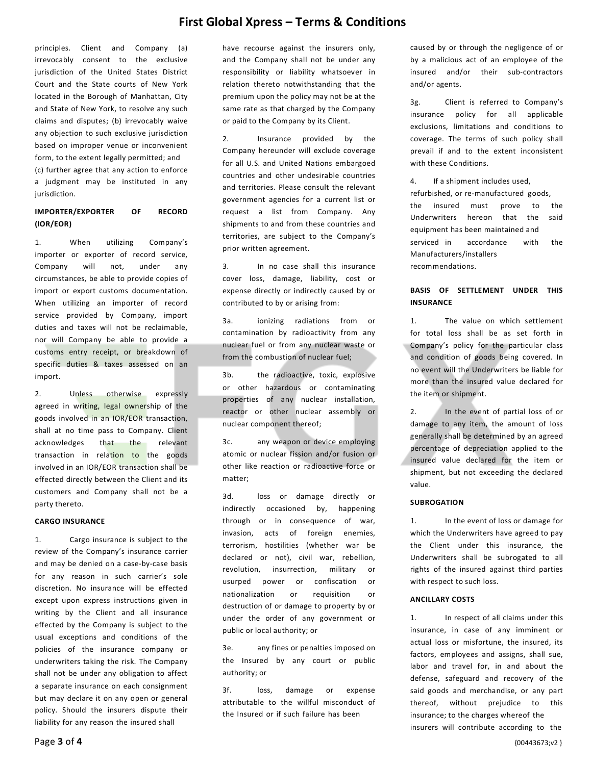principles. Client and Company (a) irrevocably consent to the exclusive jurisdiction of the United States District Court and the State courts of New York located in the Borough of Manhattan, City and State of New York, to resolve any such claims and disputes; (b) irrevocably waive any objection to such exclusive jurisdiction based on improper venue or inconvenient form, to the extent legally permitted; and (c) further agree that any action to enforce a judgment may be instituted in any jurisdiction.

**IMPORTER/EXPORTER OF RECORD (IOR/EOR)**

1. When utilizing Company's importer or exporter of record service, Company will not, under any circumstances, be able to provide copies of import or export customs documentation. When utilizing an importer of record service provided by Company, import duties and taxes will not be reclaimable, nor will Company be able to provide a customs entry receipt, or breakdown of specific duties & taxes assessed on an import.

2. Unless otherwise expressly agreed in writing, legal ownership of the goods involved in an IOR/EOR transaction, shall at no time pass to Company. Client acknowledges that the relevant transaction in relation to the goods involved in an IOR/EOR transaction shall be effected directly between the Client and its customers and Company shall not be a party thereto.

**CARGO INSURANCE**

1. Cargo insurance is subject to the review of the Company's insurance carrier and may be denied on a case-by-case basis for any reason in such carrier's sole discretion. No insurance will be effected except upon express instructions given in writing by the Client and all insurance effected by the Company is subject to the usual exceptions and conditions of the policies of the insurance company or underwriters taking the risk. The Company shall not be under any obligation to affect a separate insurance on each consignment but may declare it on any open or general policy. Should the insurers dispute their liability for any reason the insured shall have recourse against the insurers only, and the Company shall not be under any responsibility or liability whatsoever in relation thereto notwithstanding that the premium upon the policy may not be at the same rate as that charged by the Company or paid to the Company by its Client.

2. Insurance provided by the Company hereunder will exclude coverage for all U.S. and United Nations embargoed countries and other undesirable countries and territories. Please consult the relevant government agencies for a current list or request a list from Company. Any shipments to and from these countries and territories, are subject to the Company's prior written agreement.

3. In no case shall this insurance cover loss, damage, liability, cost or expense directly or indirectly caused by or contributed to by or arising from:

3a. ionizing radiations from or contamination by radioactivity from any nuclear fuel or from any nuclear waste or from the combustion of nuclear fuel;

3b. the radioactive, toxic, explosive or other hazardous or contaminating properties of any nuclear installation, reactor or other nuclear assembly or nuclear component thereof;

3c. any weapon or device employing atomic or nuclear fission and/or fusion or other like reaction or radioactive force or matter;

3d. loss or damage directly or indirectly occasioned by, happening through or in consequence of war, invasion, acts of foreign enemies, terrorism, hostilities (whether war be declared or not), civil war, rebellion, revolution, insurrection, military or usurped power or confiscation or nationalization or requisition or destruction of or damage to property by or under the order of any government or public or local authority; or

3e. any fines or penalties imposed on the Insured by any court or public authority; or

3f. loss, damage or expense attributable to the willful misconduct of the Insured or if such failure has been caused by or through the negligence of or by a malicious act of an employee of the insured and/or their sub-contractors and/or agents.

3g. Client is referred to Company's insurance policy for all applicable exclusions, limitations and conditions to coverage. The terms of such policy shall prevail if and to the extent inconsistent with these Conditions.

4. If a shipment includes used, refurbished, or re-manufactured goods, the insured must prove to the Underwriters hereon that the said equipment has been maintained and serviced in accordance with the Manufacturers/installers recommendations.

**BASIS OF SETTLEMENT UNDER THIS INSURANCE**

1. The value on which settlement for total loss shall be as set forth in Company's policy for the particular class and condition of goods being covered. In no event will the Underwriters be liable for more than the insured value declared for the item or shipment.

2. In the event of partial loss of or damage to any item, the amount of loss generally shall be determined by an agreed percentage of depreciation applied to the insured value declared for the item or shipment, but not exceeding the declared value.

**SUBROGATION**

1. In the event of loss or damage for which the Underwriters have agreed to pay the Client under this insurance, the Underwriters shall be subrogated to all rights of the insured against third parties with respect to such loss.

**ANCILLARY COSTS**

1. In respect of all claims under this insurance, in case of any imminent or actual loss or misfortune, the insured, its factors, employees and assigns, shall sue, labor and travel for, in and about the defense, safeguard and recovery of the said goods and merchandise, or any part thereof, without prejudice to this insurance; to the charges whereof the insurers will contribute according to the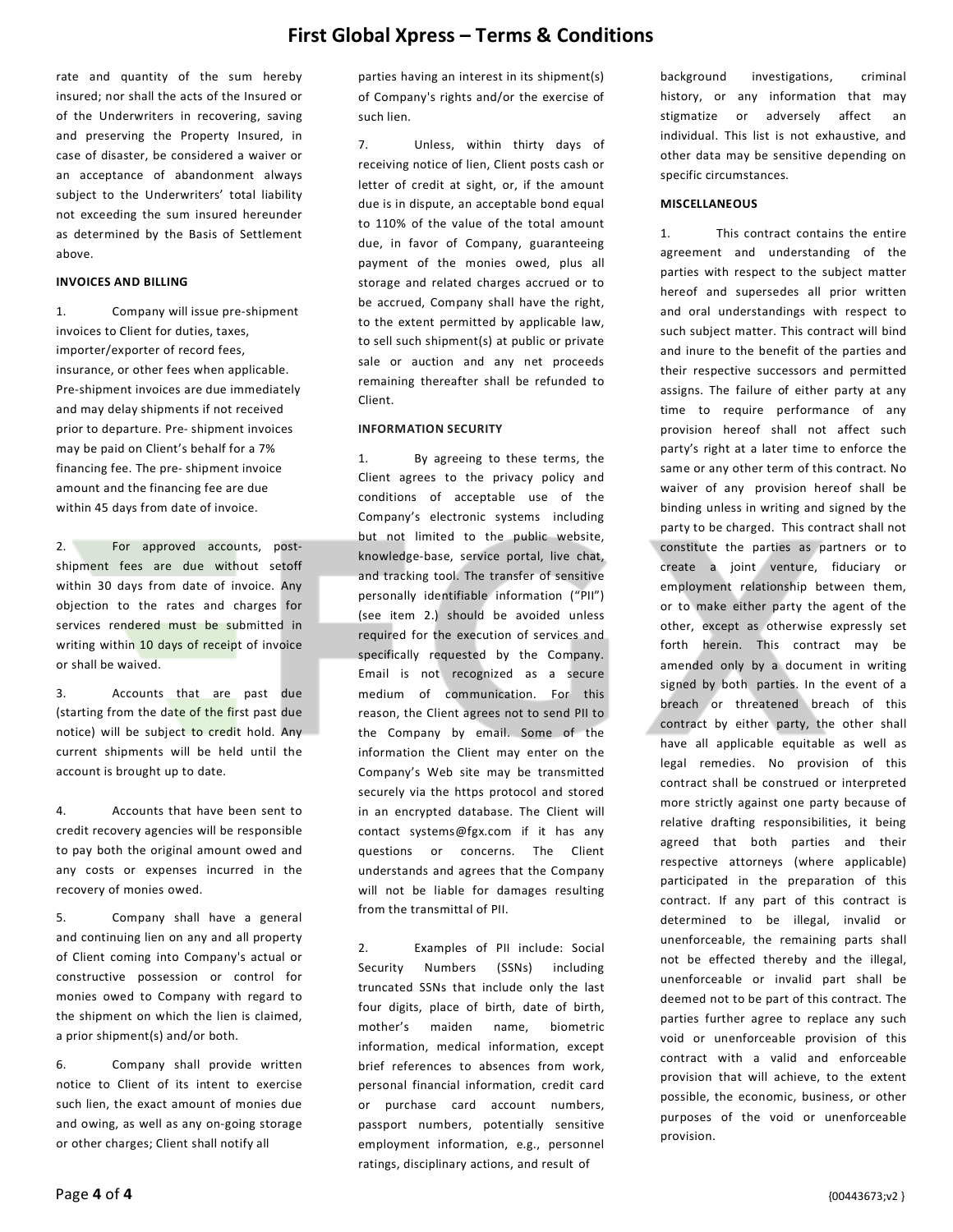rate and quantity of the sum hereby insured; nor shall the acts of the Insured or of the Underwriters in recovering, saving and preserving the Property Insured, in case of disaster, be considered a waiver or an acceptance of abandonment always subject to the Underwriters' total liability not exceeding the sum insured hereunder as determined by the Basis of Settlement above.

**INVOICES AND BILLING**

1. Company will issue pre-shipment invoices to Client for duties, taxes, importer/exporter of record fees, insurance, or other fees when applicable. Pre-shipment invoices are due immediately and may delay shipments if not received prior to departure. Pre- shipment invoices may be paid on Client's behalf for a 7% financing fee. The pre- shipment invoice amount and the financing fee are due within 45 days from date of invoice.

2. For approved accounts, post-shipment fees are due without setoff within 30 days from date of invoice. Any objection to the rates and charges for services rendered must be submitted in writing within 10 days of receipt of invoice or shall be waived.

3. Accounts that are past due (starting from the date of the first past due notice) will be subject to credit hold. Any current shipments will be held until the account is brought up to date.

4. Accounts that have been sent to credit recovery agencies will be responsible to pay both the original amount owed and any costs or expenses incurred in the recovery of monies owed.

5. Company shall have a general and continuing lien on any and all property of Client coming into Company's actual or constructive possession or control for monies owed to Company with regard to the shipment on which the lien is claimed, a prior shipment(s) and/or both.

6. Company shall provide written notice to Client of its intent to exercise such lien, the exact amount of monies due and owing, as well as any on-going storage or other charges; Client shall notify all parties having an interest in its shipment(s) of Company's rights and/or the exercise of such lien.

7. Unless, within thirty days of receiving notice of lien, Client posts cash or letter of credit at sight, or, if the amount due is in dispute, an acceptable bond equal to 110% of the value of the total amount due, in favor of Company, guaranteeing payment of the monies owed, plus all storage and related charges accrued or to be accrued, Company shall have the right, to the extent permitted by applicable law, to sell such shipment(s) at public or private sale or auction and any net proceeds remaining thereafter shall be refunded to Client.

**INFORMATION SECURITY**

1. By agreeing to these terms, the Client agrees to the privacy policy and conditions of acceptable use of the Company's electronic systems including but not limited to the public website, knowledge-base, service portal, live chat, and tracking tool. The transfer of sensitive personally identifiable information ("PII") (see item 2.) should be avoided unless required for the execution of services and specifically requested by the Company. Email is not recognized as a secure medium of communication. For this reason, the Client agrees not to send PII to the Company by email. Some of the information the Client may enter on the Company's Web site may be transmitted securely via the https protocol and stored in an encrypted database. The Client will contact systems@fgx.com if it has any questions or concerns. The Client understands and agrees that the Company will not be liable for damages resulting from the transmittal of PII.

2. Examples of PII include: Social Security Numbers (SSNs) including truncated SSNs that include only the last four digits, place of birth, date of birth, mother's maiden name, biometric information, medical information, except brief references to absences from work, personal financial information, credit card or purchase card account numbers, passport numbers, potentially sensitive employment information, e.g., personnel ratings, disciplinary actions, and result of background investigations, criminal history, or any information that may stigmatize or adversely affect an individual. This list is not exhaustive, and other data may be sensitive depending on specific circumstances.

**MISCELLANEOUS**

1. This contract contains the entire agreement and understanding of the parties with respect to the subject matter hereof and supersedes all prior written and oral understandings with respect to such subject matter. This contract will bind and inure to the benefit of the parties and their respective successors and permitted assigns. The failure of either party at any time to require performance of any provision hereof shall not affect such party's right at a later time to enforce the same or any other term of this contract. No waiver of any provision hereof shall be binding unless in writing and signed by the party to be charged. This contract shall not constitute the parties as partners or to create a joint venture, fiduciary or employment relationship between them, or to make either party the agent of the other, except as otherwise expressly set forth herein. This contract may be amended only by a document in writing signed by both parties. In the event of a breach or threatened breach of this contract by either party, the other shall have all applicable equitable as well as legal remedies. No provision of this contract shall be construed or interpreted more strictly against one party because of relative drafting responsibilities, it being agreed that both parties and their respective attorneys (where applicable) participated in the preparation of this contract. If any part of this contract is determined to be illegal, invalid or unenforceable, the remaining parts shall not be effected thereby and the illegal, unenforceable or invalid part shall be deemed not to be part of this contract. The parties further agree to replace any such void or unenforceable provision of this contract with a valid and enforceable provision that will achieve, to the extent possible, the economic, business, or other purposes of the void or unenforceable provision.